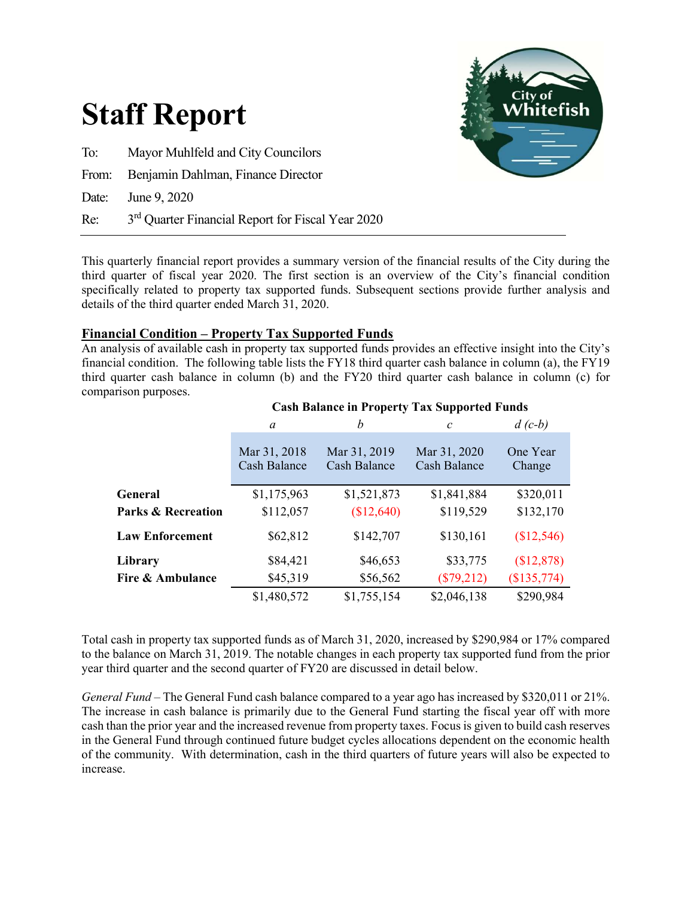# Staff Report

To: Mayor Muhlfeld and City Councilors

From: Benjamin Dahlman, Finance Director

Date: June 9, 2020

Re: 3rd Quarter Financial Report for Fiscal Year 2020

---

This quarterly financial report provides a summary version of the financial results of the City during the third quarter of fiscal year 2020. The first section is an overview of the City's financial condition specifically related to property tax supported funds. Subsequent sections provide further analysis and details of the third quarter ended March 31, 2020.

## Financial Condition – Property Tax Supported Funds

An analysis of available cash in property tax supported funds provides an effective insight into the City's financial condition. The following table lists the FY18 third quarter cash balance in column (a), the FY19 third quarter cash balance in column (b) and the FY20 third quarter cash balance in column (c) for comparison purposes.

**Cash Balance in Property Tax Supported Funds**

| | *a* | *b* | *c* | *d (c-b)* |
|---|---|---|---|---|
| | Mar 31, 2018 Cash Balance | Mar 31, 2019 Cash Balance | Mar 31, 2020 Cash Balance | One Year Change |
| **General** | $1,175,963 | $1,521,873 | $1,841,884 | $320,011 |
| **Parks & Recreation** | $112,057 | ($12,640) | $119,529 | $132,170 |
| **Law Enforcement** | $62,812 | $142,707 | $130,161 | ($12,546) |
| **Library** | $84,421 | $46,653 | $33,775 | ($12,878) |
| **Fire & Ambulance** | $45,319 | $56,562 | ($79,212) | ($135,774) |
| | $1,480,572 | $1,755,154 | $2,046,138 | $290,984 |

Total cash in property tax supported funds as of March 31, 2020, increased by $290,984 or 17% compared to the balance on March 31, 2019. The notable changes in each property tax supported fund from the prior year third quarter and the second quarter of FY20 are discussed in detail below.

*General Fund* – The General Fund cash balance compared to a year ago has increased by $320,011 or 21%. The increase in cash balance is primarily due to the General Fund starting the fiscal year off with more cash than the prior year and the increased revenue from property taxes. Focus is given to build cash reserves in the General Fund through continued future budget cycles allocations dependent on the economic health of the community. With determination, cash in the third quarters of future years will also be expected to increase.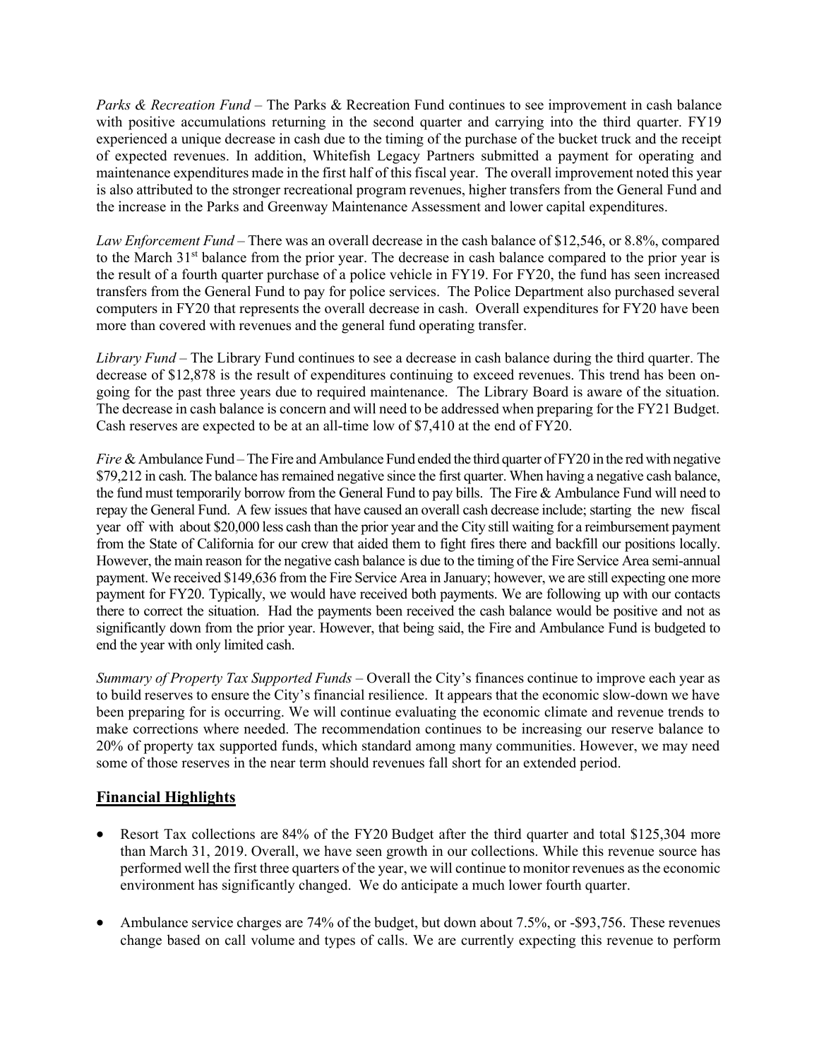*Parks & Recreation Fund* – The Parks & Recreation Fund continues to see improvement in cash balance with positive accumulations returning in the second quarter and carrying into the third quarter. FY19 experienced a unique decrease in cash due to the timing of the purchase of the bucket truck and the receipt of expected revenues. In addition, Whitefish Legacy Partners submitted a payment for operating and maintenance expenditures made in the first half of this fiscal year. The overall improvement noted this year is also attributed to the stronger recreational program revenues, higher transfers from the General Fund and the increase in the Parks and Greenway Maintenance Assessment and lower capital expenditures.

*Law Enforcement Fund* – There was an overall decrease in the cash balance of $12,546, or 8.8%, compared to the March 31st balance from the prior year. The decrease in cash balance compared to the prior year is the result of a fourth quarter purchase of a police vehicle in FY19. For FY20, the fund has seen increased transfers from the General Fund to pay for police services. The Police Department also purchased several computers in FY20 that represents the overall decrease in cash. Overall expenditures for FY20 have been more than covered with revenues and the general fund operating transfer.

*Library Fund* – The Library Fund continues to see a decrease in cash balance during the third quarter. The decrease of $12,878 is the result of expenditures continuing to exceed revenues. This trend has been on-going for the past three years due to required maintenance. The Library Board is aware of the situation. The decrease in cash balance is concern and will need to be addressed when preparing for the FY21 Budget. Cash reserves are expected to be at an all-time low of $7,410 at the end of FY20.

*Fire* & Ambulance Fund – The Fire and Ambulance Fund ended the third quarter of FY20 in the red with negative $79,212 in cash. The balance has remained negative since the first quarter. When having a negative cash balance, the fund must temporarily borrow from the General Fund to pay bills. The Fire & Ambulance Fund will need to repay the General Fund. A few issues that have caused an overall cash decrease include; starting the new fiscal year off with about $20,000 less cash than the prior year and the City still waiting for a reimbursement payment from the State of California for our crew that aided them to fight fires there and backfill our positions locally. However, the main reason for the negative cash balance is due to the timing of the Fire Service Area semi-annual payment. We received $149,636 from the Fire Service Area in January; however, we are still expecting one more payment for FY20. Typically, we would have received both payments. We are following up with our contacts there to correct the situation. Had the payments been received the cash balance would be positive and not as significantly down from the prior year. However, that being said, the Fire and Ambulance Fund is budgeted to end the year with only limited cash.

*Summary of Property Tax Supported Funds* – Overall the City's finances continue to improve each year as to build reserves to ensure the City's financial resilience. It appears that the economic slow-down we have been preparing for is occurring. We will continue evaluating the economic climate and revenue trends to make corrections where needed. The recommendation continues to be increasing our reserve balance to 20% of property tax supported funds, which standard among many communities. However, we may need some of those reserves in the near term should revenues fall short for an extended period.

## **Financial Highlights**

- Resort Tax collections are 84% of the FY20 Budget after the third quarter and total $125,304 more than March 31, 2019. Overall, we have seen growth in our collections. While this revenue source has performed well the first three quarters of the year, we will continue to monitor revenues as the economic environment has significantly changed. We do anticipate a much lower fourth quarter.

- Ambulance service charges are 74% of the budget, but down about 7.5%, or -$93,756. These revenues change based on call volume and types of calls. We are currently expecting this revenue to perform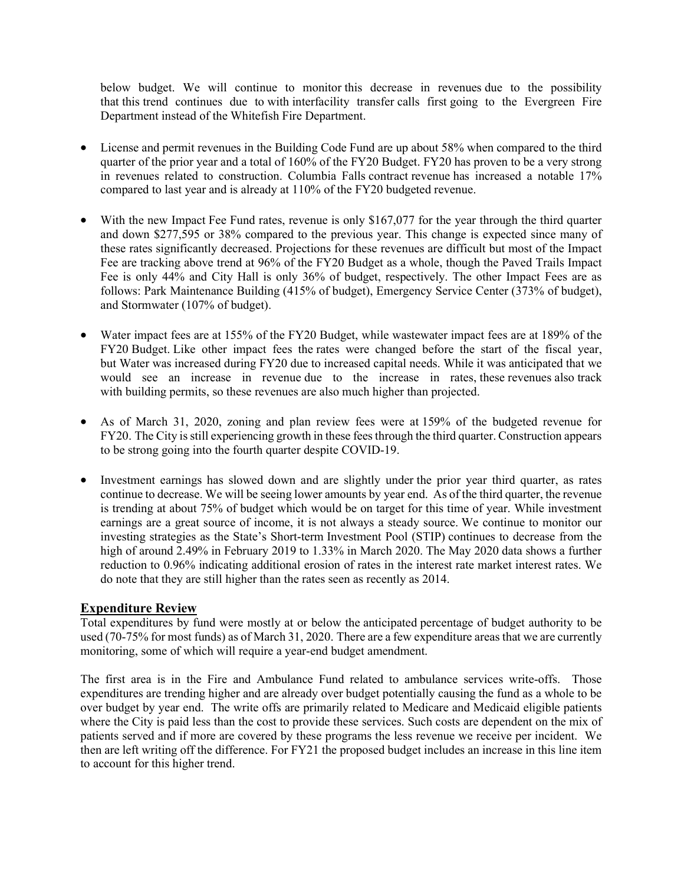below budget. We will continue to monitor this decrease in revenues due to the possibility that this trend continues due to with interfacility transfer calls first going to the Evergreen Fire Department instead of the Whitefish Fire Department.

- License and permit revenues in the Building Code Fund are up about 58% when compared to the third quarter of the prior year and a total of 160% of the FY20 Budget. FY20 has proven to be a very strong in revenues related to construction. Columbia Falls contract revenue has increased a notable 17% compared to last year and is already at 110% of the FY20 budgeted revenue.

- With the new Impact Fee Fund rates, revenue is only $167,077 for the year through the third quarter and down $277,595 or 38% compared to the previous year. This change is expected since many of these rates significantly decreased. Projections for these revenues are difficult but most of the Impact Fee are tracking above trend at 96% of the FY20 Budget as a whole, though the Paved Trails Impact Fee is only 44% and City Hall is only 36% of budget, respectively. The other Impact Fees are as follows: Park Maintenance Building (415% of budget), Emergency Service Center (373% of budget), and Stormwater (107% of budget).

- Water impact fees are at 155% of the FY20 Budget, while wastewater impact fees are at 189% of the FY20 Budget. Like other impact fees the rates were changed before the start of the fiscal year, but Water was increased during FY20 due to increased capital needs. While it was anticipated that we would see an increase in revenue due to the increase in rates, these revenues also track with building permits, so these revenues are also much higher than projected.

- As of March 31, 2020, zoning and plan review fees were at 159% of the budgeted revenue for FY20. The City is still experiencing growth in these fees through the third quarter. Construction appears to be strong going into the fourth quarter despite COVID-19.

- Investment earnings has slowed down and are slightly under the prior year third quarter, as rates continue to decrease. We will be seeing lower amounts by year end. As of the third quarter, the revenue is trending at about 75% of budget which would be on target for this time of year. While investment earnings are a great source of income, it is not always a steady source. We continue to monitor our investing strategies as the State's Short-term Investment Pool (STIP) continues to decrease from the high of around 2.49% in February 2019 to 1.33% in March 2020. The May 2020 data shows a further reduction to 0.96% indicating additional erosion of rates in the interest rate market interest rates. We do note that they are still higher than the rates seen as recently as 2014.

## Expenditure Review

Total expenditures by fund were mostly at or below the anticipated percentage of budget authority to be used (70-75% for most funds) as of March 31, 2020. There are a few expenditure areas that we are currently monitoring, some of which will require a year-end budget amendment.

The first area is in the Fire and Ambulance Fund related to ambulance services write-offs. Those expenditures are trending higher and are already over budget potentially causing the fund as a whole to be over budget by year end. The write offs are primarily related to Medicare and Medicaid eligible patients where the City is paid less than the cost to provide these services. Such costs are dependent on the mix of patients served and if more are covered by these programs the less revenue we receive per incident. We then are left writing off the difference. For FY21 the proposed budget includes an increase in this line item to account for this higher trend.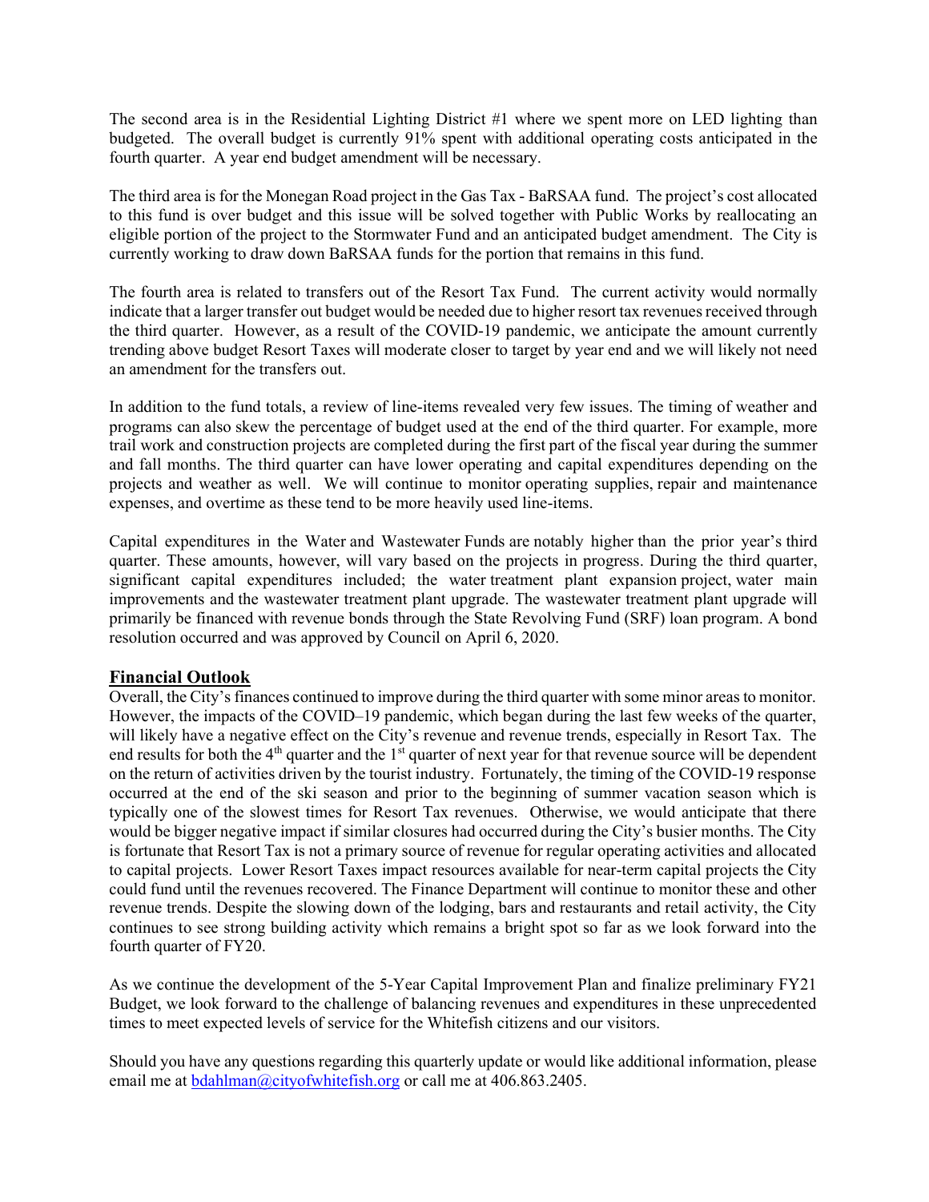The second area is in the Residential Lighting District #1 where we spent more on LED lighting than budgeted. The overall budget is currently 91% spent with additional operating costs anticipated in the fourth quarter. A year end budget amendment will be necessary.

The third area is for the Monegan Road project in the Gas Tax - BaRSAA fund. The project's cost allocated to this fund is over budget and this issue will be solved together with Public Works by reallocating an eligible portion of the project to the Stormwater Fund and an anticipated budget amendment. The City is currently working to draw down BaRSAA funds for the portion that remains in this fund.

The fourth area is related to transfers out of the Resort Tax Fund. The current activity would normally indicate that a larger transfer out budget would be needed due to higher resort tax revenues received through the third quarter. However, as a result of the COVID-19 pandemic, we anticipate the amount currently trending above budget Resort Taxes will moderate closer to target by year end and we will likely not need an amendment for the transfers out.

In addition to the fund totals, a review of line-items revealed very few issues. The timing of weather and programs can also skew the percentage of budget used at the end of the third quarter. For example, more trail work and construction projects are completed during the first part of the fiscal year during the summer and fall months. The third quarter can have lower operating and capital expenditures depending on the projects and weather as well. We will continue to monitor operating supplies, repair and maintenance expenses, and overtime as these tend to be more heavily used line-items.

Capital expenditures in the Water and Wastewater Funds are notably higher than the prior year's third quarter. These amounts, however, will vary based on the projects in progress. During the third quarter, significant capital expenditures included; the water treatment plant expansion project, water main improvements and the wastewater treatment plant upgrade. The wastewater treatment plant upgrade will primarily be financed with revenue bonds through the State Revolving Fund (SRF) loan program. A bond resolution occurred and was approved by Council on April 6, 2020.

## Financial Outlook

Overall, the City's finances continued to improve during the third quarter with some minor areas to monitor. However, the impacts of the COVID–19 pandemic, which began during the last few weeks of the quarter, will likely have a negative effect on the City's revenue and revenue trends, especially in Resort Tax. The end results for both the 4th quarter and the 1st quarter of next year for that revenue source will be dependent on the return of activities driven by the tourist industry. Fortunately, the timing of the COVID-19 response occurred at the end of the ski season and prior to the beginning of summer vacation season which is typically one of the slowest times for Resort Tax revenues. Otherwise, we would anticipate that there would be bigger negative impact if similar closures had occurred during the City's busier months. The City is fortunate that Resort Tax is not a primary source of revenue for regular operating activities and allocated to capital projects. Lower Resort Taxes impact resources available for near-term capital projects the City could fund until the revenues recovered. The Finance Department will continue to monitor these and other revenue trends. Despite the slowing down of the lodging, bars and restaurants and retail activity, the City continues to see strong building activity which remains a bright spot so far as we look forward into the fourth quarter of FY20.

As we continue the development of the 5-Year Capital Improvement Plan and finalize preliminary FY21 Budget, we look forward to the challenge of balancing revenues and expenditures in these unprecedented times to meet expected levels of service for the Whitefish citizens and our visitors.

Should you have any questions regarding this quarterly update or would like additional information, please email me at bdahlman@cityofwhitefish.org or call me at 406.863.2405.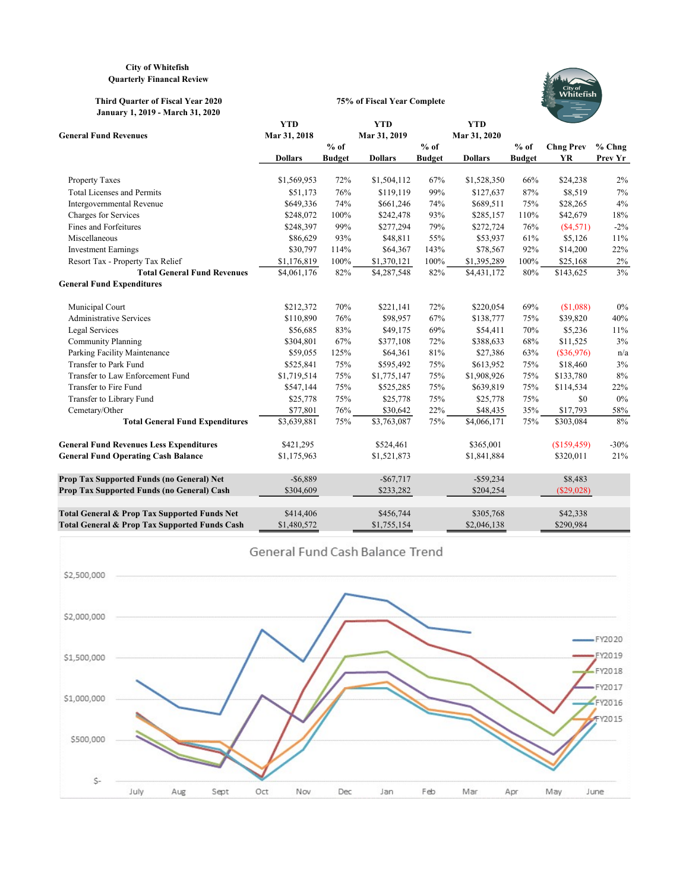**City of Whitefish**
**Quarterly Financal Review**

**Third Quarter of Fiscal Year 2020** — **75% of Fiscal Year Complete**
**January 1, 2019 - March 31, 2020**

| General Fund Revenues | YTD Mar 31, 2018 Dollars | % of Budget | YTD Mar 31, 2019 Dollars | % of Budget | YTD Mar 31, 2020 Dollars | % of Budget | Chng Prev YR | % Chng Prev Yr |
|---|---|---|---|---|---|---|---|---|
| Property Taxes | $1,569,953 | 72% | $1,504,112 | 67% | $1,528,350 | 66% | $24,238 | 2% |
| Total Licenses and Permits | $51,173 | 76% | $119,119 | 99% | $127,637 | 87% | $8,519 | 7% |
| Intergovernmental Revenue | $649,336 | 74% | $661,246 | 74% | $689,511 | 75% | $28,265 | 4% |
| Charges for Services | $248,072 | 100% | $242,478 | 93% | $285,157 | 110% | $42,679 | 18% |
| Fines and Forfeitures | $248,397 | 99% | $277,294 | 79% | $272,724 | 76% | ($4,571) | -2% |
| Miscellaneous | $86,629 | 93% | $48,811 | 55% | $53,937 | 61% | $5,126 | 11% |
| Investment Earnings | $30,797 | 114% | $64,367 | 143% | $78,567 | 92% | $14,200 | 22% |
| Resort Tax - Property Tax Relief | $1,176,819 | 100% | $1,370,121 | 100% | $1,395,289 | 100% | $25,168 | 2% |
| **Total General Fund Revenues** | $4,061,176 | 82% | $4,287,548 | 82% | $4,431,172 | 80% | $143,625 | 3% |
| **General Fund Expenditures** | | | | | | | | |
| Municipal Court | $212,372 | 70% | $221,141 | 72% | $220,054 | 69% | ($1,088) | 0% |
| Administrative Services | $110,890 | 76% | $98,957 | 67% | $138,777 | 75% | $39,820 | 40% |
| Legal Services | $56,685 | 83% | $49,175 | 69% | $54,411 | 70% | $5,236 | 11% |
| Community Planning | $304,801 | 67% | $377,108 | 72% | $388,633 | 68% | $11,525 | 3% |
| Parking Facility Maintenance | $59,055 | 125% | $64,361 | 81% | $27,386 | 63% | ($36,976) | n/a |
| Transfer to Park Fund | $525,841 | 75% | $595,492 | 75% | $613,952 | 75% | $18,460 | 3% |
| Transfer to Law Enforcement Fund | $1,719,514 | 75% | $1,775,147 | 75% | $1,908,926 | 75% | $133,780 | 8% |
| Transfer to Fire Fund | $547,144 | 75% | $525,285 | 75% | $639,819 | 75% | $114,534 | 22% |
| Transfer to Library Fund | $25,778 | 75% | $25,778 | 75% | $25,778 | 75% | $0 | 0% |
| Cemetary/Other | $77,801 | 76% | $30,642 | 22% | $48,435 | 35% | $17,793 | 58% |
| **Total General Fund Expenditures** | $3,639,881 | 75% | $3,763,087 | 75% | $4,066,171 | 75% | $303,084 | 8% |
| **General Fund Revenues Less Expenditures** | $421,295 | | $524,461 | | $365,001 | | ($159,459) | -30% |
| **General Fund Operating Cash Balance** | $1,175,963 | | $1,521,873 | | $1,841,884 | | $320,011 | 21% |
| **Prop Tax Supported Funds (no General) Net** | -$6,889 | | -$67,717 | | -$59,234 | | $8,483 | |
| **Prop Tax Supported Funds (no General) Cash** | $304,609 | | $233,282 | | $204,254 | | ($29,028) | |
| **Total General & Prop Tax Supported Funds Net** | $414,406 | | $456,744 | | $305,768 | | $42,338 | |
| **Total General & Prop Tax Supported Funds Cash** | $1,480,572 | | $1,755,154 | | $2,046,138 | | $290,984 | |

General Fund Cash Balance Trend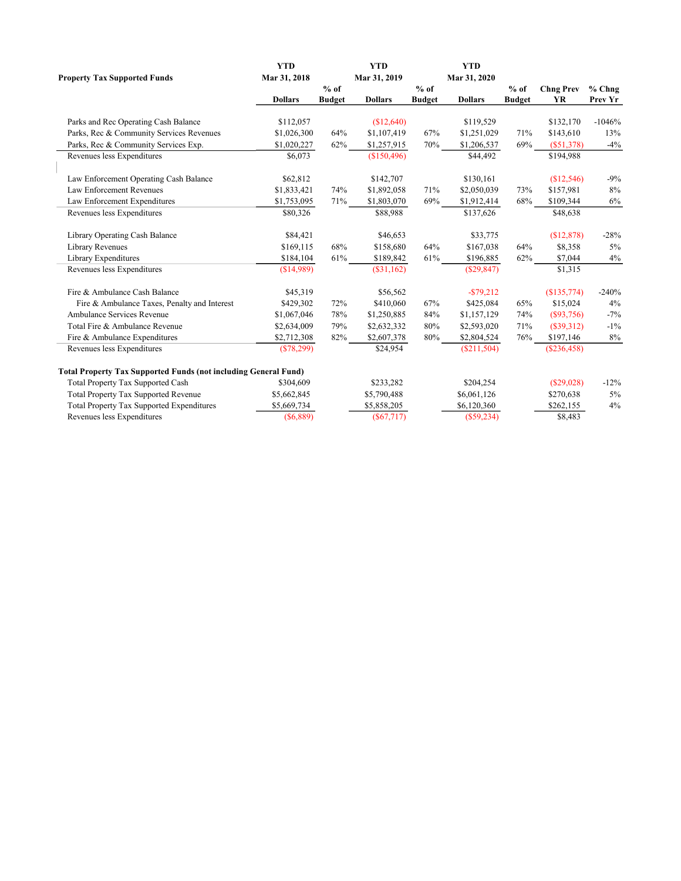| Property Tax Supported Funds | YTD Mar 31, 2018 Dollars | % of Budget | YTD Mar 31, 2019 Dollars | % of Budget | YTD Mar 31, 2020 Dollars | % of Budget | Chng Prev YR | % Chng Prev Yr |
|---|---|---|---|---|---|---|---|---|
| Parks and Rec Operating Cash Balance | $112,057 | | ($12,640) | | $119,529 | | $132,170 | -1046% |
| Parks, Rec & Community Services Revenues | $1,026,300 | 64% | $1,107,419 | 67% | $1,251,029 | 71% | $143,610 | 13% |
| Parks, Rec & Community Services Exp. | $1,020,227 | 62% | $1,257,915 | 70% | $1,206,537 | 69% | ($51,378) | -4% |
| Revenues less Expenditures | $6,073 | | ($150,496) | | $44,492 | | $194,988 | |
| | | | | | | | | |
| Law Enforcement Operating Cash Balance | $62,812 | | $142,707 | | $130,161 | | ($12,546) | -9% |
| Law Enforcement Revenues | $1,833,421 | 74% | $1,892,058 | 71% | $2,050,039 | 73% | $157,981 | 8% |
| Law Enforcement Expenditures | $1,753,095 | 71% | $1,803,070 | 69% | $1,912,414 | 68% | $109,344 | 6% |
| Revenues less Expenditures | $80,326 | | $88,988 | | $137,626 | | $48,638 | |
| | | | | | | | | |
| Library Operating Cash Balance | $84,421 | | $46,653 | | $33,775 | | ($12,878) | -28% |
| Library Revenues | $169,115 | 68% | $158,680 | 64% | $167,038 | 64% | $8,358 | 5% |
| Library Expenditures | $184,104 | 61% | $189,842 | 61% | $196,885 | 62% | $7,044 | 4% |
| Revenues less Expenditures | ($14,989) | | ($31,162) | | ($29,847) | | $1,315 | |
| | | | | | | | | |
| Fire & Ambulance Cash Balance | $45,319 | | $56,562 | | -$79,212 | | ($135,774) | -240% |
| Fire & Ambulance Taxes, Penalty and Interest | $429,302 | 72% | $410,060 | 67% | $425,084 | 65% | $15,024 | 4% |
| Ambulance Services Revenue | $1,067,046 | 78% | $1,250,885 | 84% | $1,157,129 | 74% | ($93,756) | -7% |
| Total Fire & Ambulance Revenue | $2,634,009 | 79% | $2,632,332 | 80% | $2,593,020 | 71% | ($39,312) | -1% |
| Fire & Ambulance Expenditures | $2,712,308 | 82% | $2,607,378 | 80% | $2,804,524 | 76% | $197,146 | 8% |
| Revenues less Expenditures | ($78,299) | | $24,954 | | ($211,504) | | ($236,458) | |
| | | | | | | | | |
| **Total Property Tax Supported Funds (not including General Fund)** | | | | | | | | |
| Total Property Tax Supported Cash | $304,609 | | $233,282 | | $204,254 | | ($29,028) | -12% |
| Total Property Tax Supported Revenue | $5,662,845 | | $5,790,488 | | $6,061,126 | | $270,638 | 5% |
| Total Property Tax Supported Expenditures | $5,669,734 | | $5,858,205 | | $6,120,360 | | $262,155 | 4% |
| Revenues less Expenditures | ($6,889) | | ($67,717) | | ($59,234) | | $8,483 | |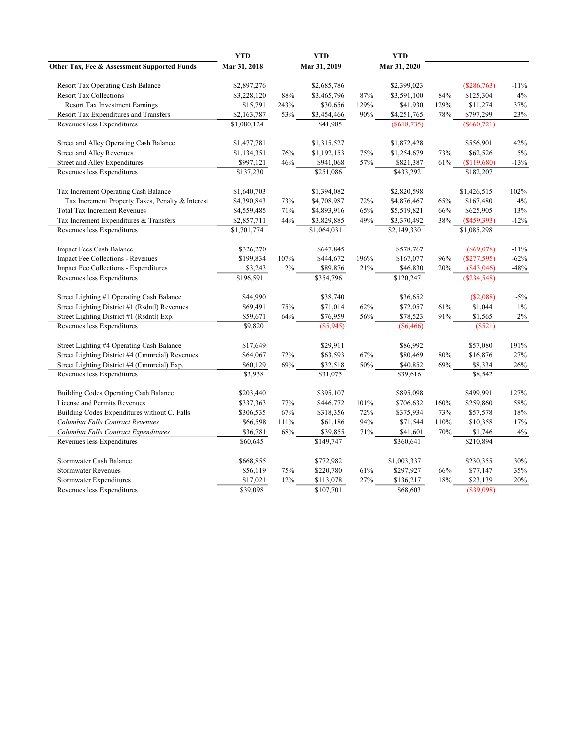| Other Tax, Fee & Assessment Supported Funds | YTD Mar 31, 2018 | | YTD Mar 31, 2019 | | YTD Mar 31, 2020 | | | |
|---|---|---|---|---|---|---|---|---|
| Resort Tax Operating Cash Balance | $2,897,276 | | $2,685,786 | | $2,399,023 | | ($286,763) | -11% |
| Resort Tax Collections | $3,228,120 | 88% | $3,465,796 | 87% | $3,591,100 | 84% | $125,304 | 4% |
| Resort Tax Investment Earnings | $15,791 | 243% | $30,656 | 129% | $41,930 | 129% | $11,274 | 37% |
| Resort Tax Expenditures and Transfers | $2,163,787 | 53% | $3,454,466 | 90% | $4,251,765 | 78% | $797,299 | 23% |
| Revenues less Expenditures | $1,080,124 | | $41,985 | | ($618,735) | | ($660,721) | |
| | | | | | | | | |
| Street and Alley Operating Cash Balance | $1,477,781 | | $1,315,527 | | $1,872,428 | | $556,901 | 42% |
| Street and Alley Revenues | $1,134,351 | 76% | $1,192,153 | 75% | $1,254,679 | 73% | $62,526 | 5% |
| Street and Alley Expenditures | $997,121 | 46% | $941,068 | 57% | $821,387 | 61% | ($119,680) | -13% |
| Revenues less Expenditures | $137,230 | | $251,086 | | $433,292 | | $182,207 | |
| | | | | | | | | |
| Tax Increment Operating Cash Balance | $1,640,703 | | $1,394,082 | | $2,820,598 | | $1,426,515 | 102% |
| Tax Increment Property Taxes, Penalty & Interest | $4,390,843 | 73% | $4,708,987 | 72% | $4,876,467 | 65% | $167,480 | 4% |
| Total Tax Increment Revenues | $4,559,485 | 71% | $4,893,916 | 65% | $5,519,821 | 66% | $625,905 | 13% |
| Tax Increment Expenditures & Transfers | $2,857,711 | 44% | $3,829,885 | 49% | $3,370,492 | 38% | ($459,393) | -12% |
| Revenues less Expenditures | $1,701,774 | | $1,064,031 | | $2,149,330 | | $1,085,298 | |
| | | | | | | | | |
| Impact Fees Cash Balance | $326,270 | | $647,845 | | $578,767 | | ($69,078) | -11% |
| Impact Fee Collections - Revenues | $199,834 | 107% | $444,672 | 196% | $167,077 | 96% | ($277,595) | -62% |
| Impact Fee Collections - Expenditures | $3,243 | 2% | $89,876 | 21% | $46,830 | 20% | ($43,046) | -48% |
| Revenues less Expenditures | $196,591 | | $354,796 | | $120,247 | | ($234,548) | |
| | | | | | | | | |
| Street Lighting #1 Operating Cash Balance | $44,990 | | $38,740 | | $36,652 | | ($2,088) | -5% |
| Street Lighting District #1 (Rsdntl) Revenues | $69,491 | 75% | $71,014 | 62% | $72,057 | 61% | $1,044 | 1% |
| Street Lighting District #1 (Rsdntl) Exp. | $59,671 | 64% | $76,959 | 56% | $78,523 | 91% | $1,565 | 2% |
| Revenues less Expenditures | $9,820 | | ($5,945) | | ($6,466) | | ($521) | |
| | | | | | | | | |
| Street Lighting #4 Operating Cash Balance | $17,649 | | $29,911 | | $86,992 | | $57,080 | 191% |
| Street Lighting District #4 (Cmmrcial) Revenues | $64,067 | 72% | $63,593 | 67% | $80,469 | 80% | $16,876 | 27% |
| Street Lighting District #4 (Cmmrcial) Exp. | $60,129 | 69% | $32,518 | 50% | $40,852 | 69% | $8,334 | 26% |
| Revenues less Expenditures | $3,938 | | $31,075 | | $39,616 | | $8,542 | |
| | | | | | | | | |
| Building Codes Operating Cash Balance | $203,440 | | $395,107 | | $895,098 | | $499,991 | 127% |
| License and Permits Revenues | $337,363 | 77% | $446,772 | 101% | $706,632 | 160% | $259,860 | 58% |
| Building Codes Expenditures without C. Falls | $306,535 | 67% | $318,356 | 72% | $375,934 | 73% | $57,578 | 18% |
| *Columbia Falls Contract Revenues* | $66,598 | 111% | $61,186 | 94% | $71,544 | 110% | $10,358 | 17% |
| *Columbia Falls Contract Expenditures* | $36,781 | 68% | $39,855 | 71% | $41,601 | 70% | $1,746 | 4% |
| Revenues less Expenditures | $60,645 | | $149,747 | | $360,641 | | $210,894 | |
| | | | | | | | | |
| Stormwater Cash Balance | $668,855 | | $772,982 | | $1,003,337 | | $230,355 | 30% |
| Stormwater Revenues | $56,119 | 75% | $220,780 | 61% | $297,927 | 66% | $77,147 | 35% |
| Stormwater Expenditures | $17,021 | 12% | $113,078 | 27% | $136,217 | 18% | $23,139 | 20% |
| Revenues less Expenditures | $39,098 | | $107,701 | | $68,603 | | ($39,098) | |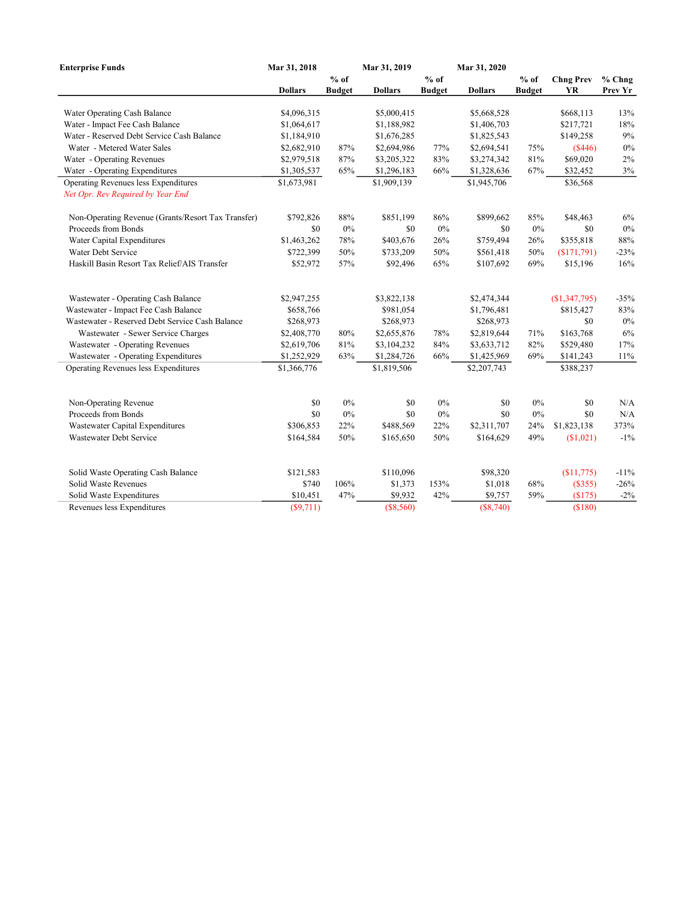| Enterprise Funds | Mar 31, 2018 | | Mar 31, 2019 | | Mar 31, 2020 | | | |
|---|---|---|---|---|---|---|---|---|
| | Dollars | % of Budget | Dollars | % of Budget | Dollars | % of Budget | Chng Prev YR | % Chng Prev Yr |
| Water Operating Cash Balance | $4,096,315 | | $5,000,415 | | $5,668,528 | | $668,113 | 13% |
| Water - Impact Fee Cash Balance | $1,064,617 | | $1,188,982 | | $1,406,703 | | $217,721 | 18% |
| Water - Reserved Debt Service Cash Balance | $1,184,910 | | $1,676,285 | | $1,825,543 | | $149,258 | 9% |
| Water - Metered Water Sales | $2,682,910 | 87% | $2,694,986 | 77% | $2,694,541 | 75% | ($446) | 0% |
| Water - Operating Revenues | $2,979,518 | 87% | $3,205,322 | 83% | $3,274,342 | 81% | $69,020 | 2% |
| Water - Operating Expenditures | $1,305,537 | 65% | $1,296,183 | 66% | $1,328,636 | 67% | $32,452 | 3% |
| Operating Revenues less Expenditures | $1,673,981 | | $1,909,139 | | $1,945,706 | | $36,568 | |
| *Net Opr. Rev Required by Year End* | | | | | | | | |
| | | | | | | | | |
| Non-Operating Revenue (Grants/Resort Tax Transfer) | $792,826 | 88% | $851,199 | 86% | $899,662 | 85% | $48,463 | 6% |
| Proceeds from Bonds | $0 | 0% | $0 | 0% | $0 | 0% | $0 | 0% |
| Water Capital Expenditures | $1,463,262 | 78% | $403,676 | 26% | $759,494 | 26% | $355,818 | 88% |
| Water Debt Service | $722,399 | 50% | $733,209 | 50% | $561,418 | 50% | ($171,791) | -23% |
| Haskill Basin Resort Tax Relief/AIS Transfer | $52,972 | 57% | $92,496 | 65% | $107,692 | 69% | $15,196 | 16% |
| | | | | | | | | |
| Wastewater - Operating Cash Balance | $2,947,255 | | $3,822,138 | | $2,474,344 | | ($1,347,795) | -35% |
| Wastewater - Impact Fee Cash Balance | $658,766 | | $981,054 | | $1,796,481 | | $815,427 | 83% |
| Wastewater - Reserved Debt Service Cash Balance | $268,973 | | $268,973 | | $268,973 | | $0 | 0% |
| Wastewater - Sewer Service Charges | $2,408,770 | 80% | $2,655,876 | 78% | $2,819,644 | 71% | $163,768 | 6% |
| Wastewater - Operating Revenues | $2,619,706 | 81% | $3,104,232 | 84% | $3,633,712 | 82% | $529,480 | 17% |
| Wastewater - Operating Expenditures | $1,252,929 | 63% | $1,284,726 | 66% | $1,425,969 | 69% | $141,243 | 11% |
| Operating Revenues less Expenditures | $1,366,776 | | $1,819,506 | | $2,207,743 | | $388,237 | |
| | | | | | | | | |
| Non-Operating Revenue | $0 | 0% | $0 | 0% | $0 | 0% | $0 | N/A |
| Proceeds from Bonds | $0 | 0% | $0 | 0% | $0 | 0% | $0 | N/A |
| Wastewater Capital Expenditures | $306,853 | 22% | $488,569 | 22% | $2,311,707 | 24% | $1,823,138 | 373% |
| Wastewater Debt Service | $164,584 | 50% | $165,650 | 50% | $164,629 | 49% | ($1,021) | -1% |
| | | | | | | | | |
| Solid Waste Operating Cash Balance | $121,583 | | $110,096 | | $98,320 | | ($11,775) | -11% |
| Solid Waste Revenues | $740 | 106% | $1,373 | 153% | $1,018 | 68% | ($355) | -26% |
| Solid Waste Expenditures | $10,451 | 47% | $9,932 | 42% | $9,757 | 59% | ($175) | -2% |
| Revenues less Expenditures | ($9,711) | | ($8,560) | | ($8,740) | | ($180) | |